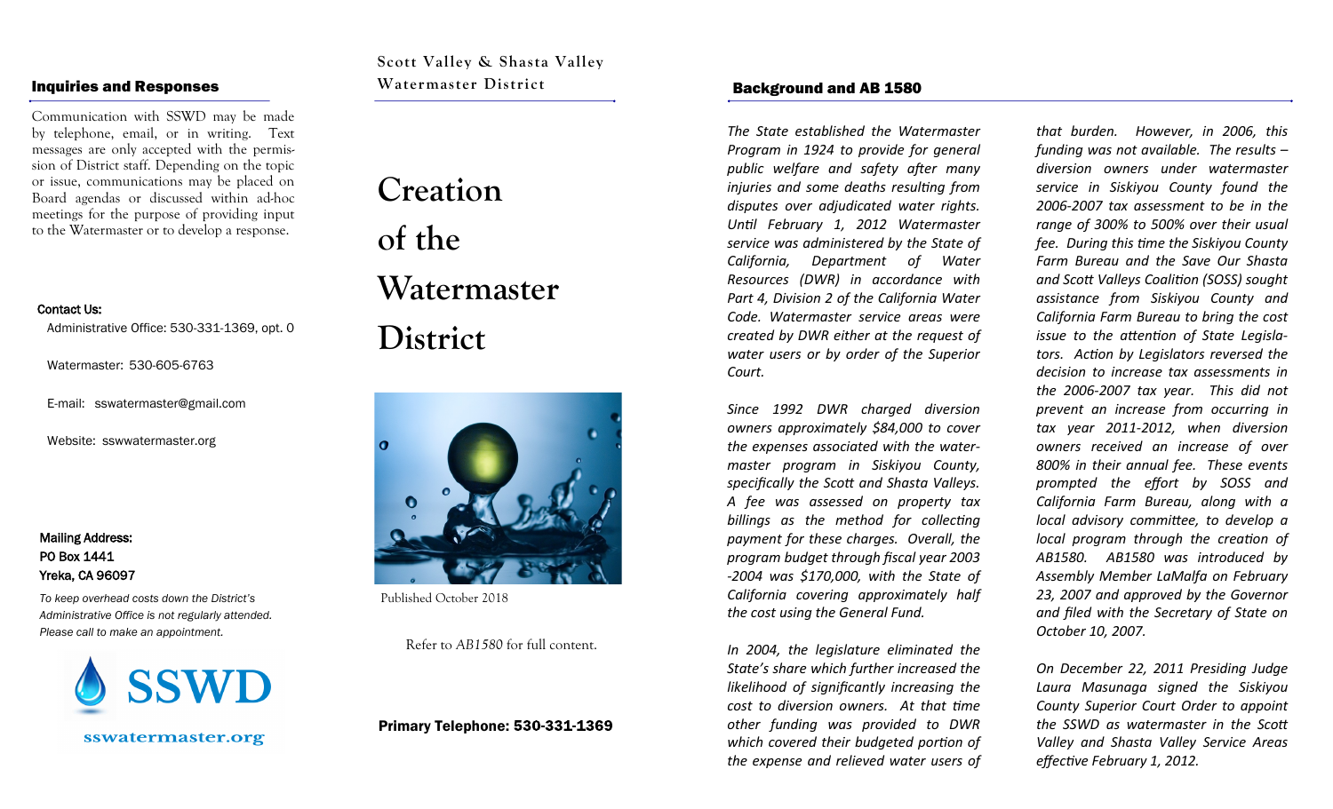## Inquiries and Responses

Communication with SSWD may be made by telephone, email, or in writing. Text messages are only accepted with the permission of District staff. Depending on the topic or issue, communications may be placed on Board agendas or discussed within ad-hoc meetings for the purpose of providing input to the Watermaster or to develop a response.

**Contact Us:**

Administrative Office: 530-331-1369, opt. 0

Watermaster: 530-605-6763

E-mail: sswatermaster@gmail.com

Website: sswwatermaster.org

**Mailing Address:**
**PO Box 1441**
**Yreka, CA 96097**

*To keep overhead costs down the District's Administrative Office is not regularly attended. Please call to make an appointment.*

SSWD

sswatermaster.org

**Scott Valley & Shasta Valley Watermaster District**

# Creation of the Watermaster District

Published October 2018

Refer to *AB1580* for full content.

**Primary Telephone: 530-331-1369**

## Background and AB 1580

*The State established the Watermaster Program in 1924 to provide for general public welfare and safety after many injuries and some deaths resulting from disputes over adjudicated water rights. Until February 1, 2012 Watermaster service was administered by the State of California, Department of Water Resources (DWR) in accordance with Part 4, Division 2 of the California Water Code. Watermaster service areas were created by DWR either at the request of water users or by order of the Superior Court.*

*Since 1992 DWR charged diversion owners approximately $84,000 to cover the expenses associated with the watermaster program in Siskiyou County, specifically the Scott and Shasta Valleys. A fee was assessed on property tax billings as the method for collecting payment for these charges. Overall, the program budget through fiscal year 2003-2004 was $170,000, with the State of California covering approximately half the cost using the General Fund.*

*In 2004, the legislature eliminated the State's share which further increased the likelihood of significantly increasing the cost to diversion owners. At that time other funding was provided to DWR which covered their budgeted portion of the expense and relieved water users of that burden. However, in 2006, this funding was not available. The results – diversion owners under watermaster service in Siskiyou County found the 2006-2007 tax assessment to be in the range of 300% to 500% over their usual fee. During this time the Siskiyou County Farm Bureau and the Save Our Shasta and Scott Valleys Coalition (SOSS) sought assistance from Siskiyou County and California Farm Bureau to bring the cost issue to the attention of State Legislators. Action by Legislators reversed the decision to increase tax assessments in the 2006-2007 tax year. This did not prevent an increase from occurring in tax year 2011-2012, when diversion owners received an increase of over 800% in their annual fee. These events prompted the effort by SOSS and California Farm Bureau, along with a local advisory committee, to develop a local program through the creation of AB1580. AB1580 was introduced by Assembly Member LaMalfa on February 23, 2007 and approved by the Governor and filed with the Secretary of State on October 10, 2007.*

*On December 22, 2011 Presiding Judge Laura Masunaga signed the Siskiyou County Superior Court Order to appoint the SSWD as watermaster in the Scott Valley and Shasta Valley Service Areas effective February 1, 2012.*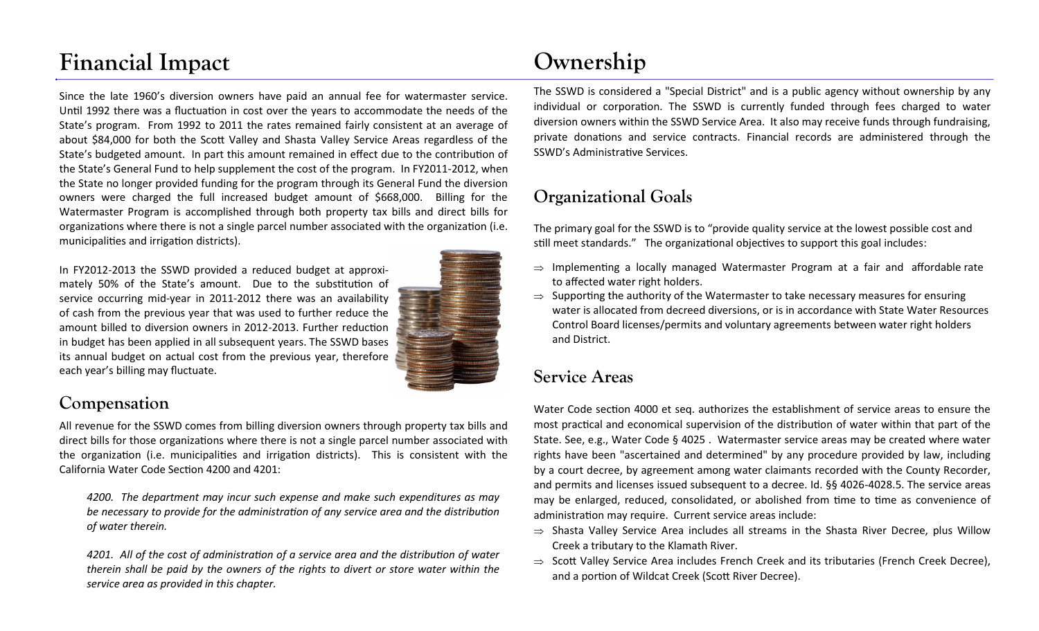# Financial Impact

Since the late 1960's diversion owners have paid an annual fee for watermaster service. Until 1992 there was a fluctuation in cost over the years to accommodate the needs of the State's program. From 1992 to 2011 the rates remained fairly consistent at an average of about $84,000 for both the Scott Valley and Shasta Valley Service Areas regardless of the State's budgeted amount. In part this amount remained in effect due to the contribution of the State's General Fund to help supplement the cost of the program. In FY2011-2012, when the State no longer provided funding for the program through its General Fund the diversion owners were charged the full increased budget amount of $668,000. Billing for the Watermaster Program is accomplished through both property tax bills and direct bills for organizations where there is not a single parcel number associated with the organization (i.e. municipalities and irrigation districts).

In FY2012-2013 the SSWD provided a reduced budget at approximately 50% of the State's amount. Due to the substitution of service occurring mid-year in 2011-2012 there was an availability of cash from the previous year that was used to further reduce the amount billed to diversion owners in 2012-2013. Further reduction in budget has been applied in all subsequent years. The SSWD bases its annual budget on actual cost from the previous year, therefore each year's billing may fluctuate.

## Compensation

All revenue for the SSWD comes from billing diversion owners through property tax bills and direct bills for those organizations where there is not a single parcel number associated with the organization (i.e. municipalities and irrigation districts). This is consistent with the California Water Code Section 4200 and 4201:

*4200. The department may incur such expense and make such expenditures as may be necessary to provide for the administration of any service area and the distribution of water therein.*

*4201. All of the cost of administration of a service area and the distribution of water therein shall be paid by the owners of the rights to divert or store water within the service area as provided in this chapter.*

# Ownership

The SSWD is considered a "Special District" and is a public agency without ownership by any individual or corporation. The SSWD is currently funded through fees charged to water diversion owners within the SSWD Service Area. It also may receive funds through fundraising, private donations and service contracts. Financial records are administered through the SSWD's Administrative Services.

## Organizational Goals

The primary goal for the SSWD is to "provide quality service at the lowest possible cost and still meet standards." The organizational objectives to support this goal includes:

- ⇒ Implementing a locally managed Watermaster Program at a fair and affordable rate to affected water right holders.
- ⇒ Supporting the authority of the Watermaster to take necessary measures for ensuring water is allocated from decreed diversions, or is in accordance with State Water Resources Control Board licenses/permits and voluntary agreements between water right holders and District.

## Service Areas

Water Code section 4000 et seq. authorizes the establishment of service areas to ensure the most practical and economical supervision of the distribution of water within that part of the State. See, e.g., Water Code § 4025 . Watermaster service areas may be created where water rights have been "ascertained and determined" by any procedure provided by law, including by a court decree, by agreement among water claimants recorded with the County Recorder, and permits and licenses issued subsequent to a decree. Id. §§ 4026-4028.5. The service areas may be enlarged, reduced, consolidated, or abolished from time to time as convenience of administration may require. Current service areas include:

- ⇒ Shasta Valley Service Area includes all streams in the Shasta River Decree, plus Willow Creek a tributary to the Klamath River.
- ⇒ Scott Valley Service Area includes French Creek and its tributaries (French Creek Decree), and a portion of Wildcat Creek (Scott River Decree).